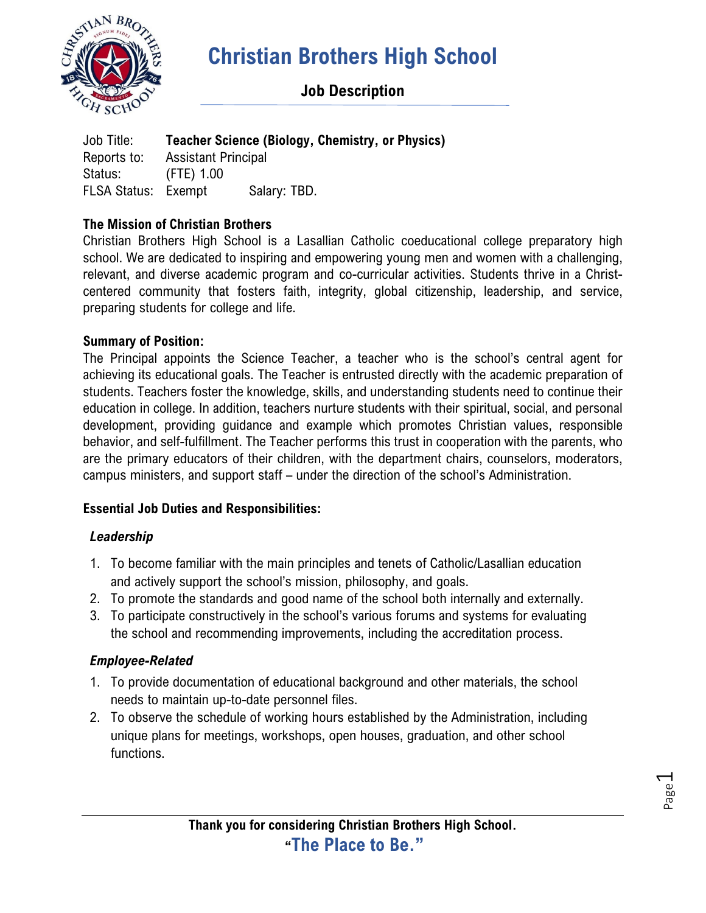# Christian Brothers High School

## Job Description

Job Title: **Teacher Science (Biology, Chemistry, or Physics)**
Reports to: Assistant Principal
Status: (FTE) 1.00
FLSA Status: Exempt Salary: TBD.

**The Mission of Christian Brothers**

Christian Brothers High School is a Lasallian Catholic coeducational college preparatory high school. We are dedicated to inspiring and empowering young men and women with a challenging, relevant, and diverse academic program and co-curricular activities. Students thrive in a Christ-centered community that fosters faith, integrity, global citizenship, leadership, and service, preparing students for college and life.

**Summary of Position:**

The Principal appoints the Science Teacher, a teacher who is the school's central agent for achieving its educational goals. The Teacher is entrusted directly with the academic preparation of students. Teachers foster the knowledge, skills, and understanding students need to continue their education in college. In addition, teachers nurture students with their spiritual, social, and personal development, providing guidance and example which promotes Christian values, responsible behavior, and self-fulfillment. The Teacher performs this trust in cooperation with the parents, who are the primary educators of their children, with the department chairs, counselors, moderators, campus ministers, and support staff – under the direction of the school's Administration.

**Essential Job Duties and Responsibilities:**

***Leadership***

1. To become familiar with the main principles and tenets of Catholic/Lasallian education and actively support the school's mission, philosophy, and goals.
2. To promote the standards and good name of the school both internally and externally.
3. To participate constructively in the school's various forums and systems for evaluating the school and recommending improvements, including the accreditation process.

***Employee-Related***

1. To provide documentation of educational background and other materials, the school needs to maintain up-to-date personnel files.
2. To observe the schedule of working hours established by the Administration, including unique plans for meetings, workshops, open houses, graduation, and other school functions.

**Thank you for considering Christian Brothers High School.**
**"The Place to Be."**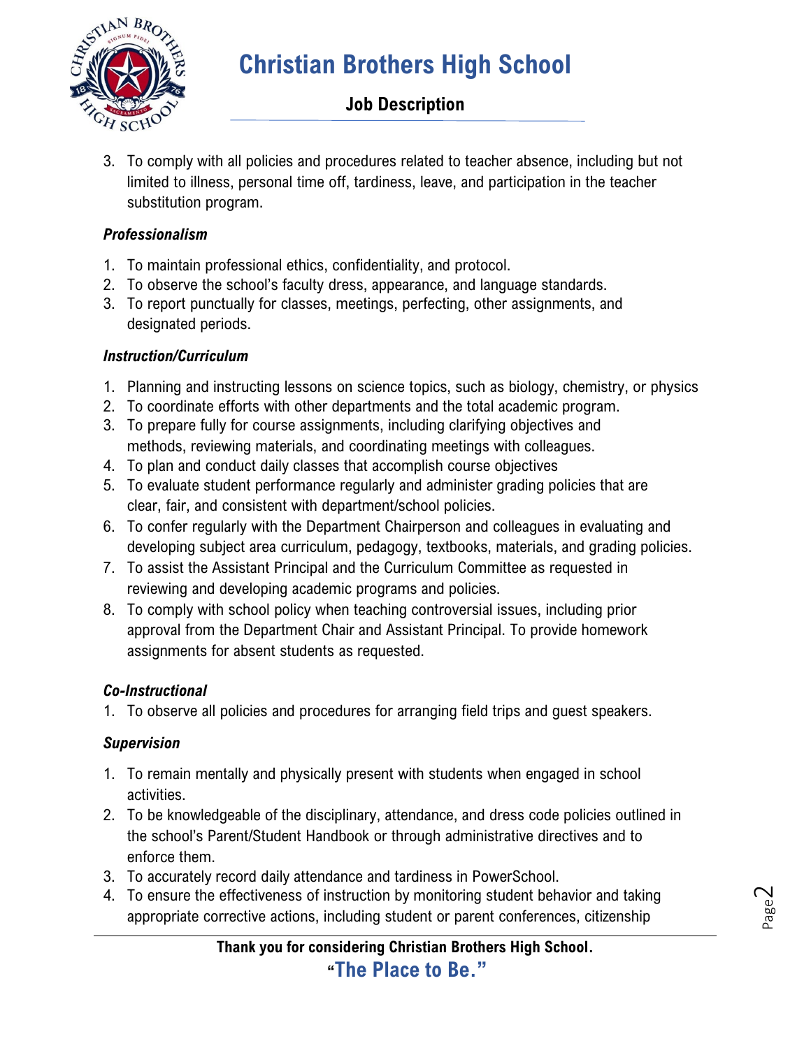3. To comply with all policies and procedures related to teacher absence, including but not limited to illness, personal time off, tardiness, leave, and participation in the teacher substitution program.

***Professionalism***

1. To maintain professional ethics, confidentiality, and protocol.
2. To observe the school's faculty dress, appearance, and language standards.
3. To report punctually for classes, meetings, perfecting, other assignments, and designated periods.

***Instruction/Curriculum***

1. Planning and instructing lessons on science topics, such as biology, chemistry, or physics
2. To coordinate efforts with other departments and the total academic program.
3. To prepare fully for course assignments, including clarifying objectives and methods, reviewing materials, and coordinating meetings with colleagues.
4. To plan and conduct daily classes that accomplish course objectives
5. To evaluate student performance regularly and administer grading policies that are clear, fair, and consistent with department/school policies.
6. To confer regularly with the Department Chairperson and colleagues in evaluating and developing subject area curriculum, pedagogy, textbooks, materials, and grading policies.
7. To assist the Assistant Principal and the Curriculum Committee as requested in reviewing and developing academic programs and policies.
8. To comply with school policy when teaching controversial issues, including prior approval from the Department Chair and Assistant Principal. To provide homework assignments for absent students as requested.

***Co-Instructional***

1. To observe all policies and procedures for arranging field trips and guest speakers.

***Supervision***

1. To remain mentally and physically present with students when engaged in school activities.
2. To be knowledgeable of the disciplinary, attendance, and dress code policies outlined in the school's Parent/Student Handbook or through administrative directives and to enforce them.
3. To accurately record daily attendance and tardiness in PowerSchool.
4. To ensure the effectiveness of instruction by monitoring student behavior and taking appropriate corrective actions, including student or parent conferences, citizenship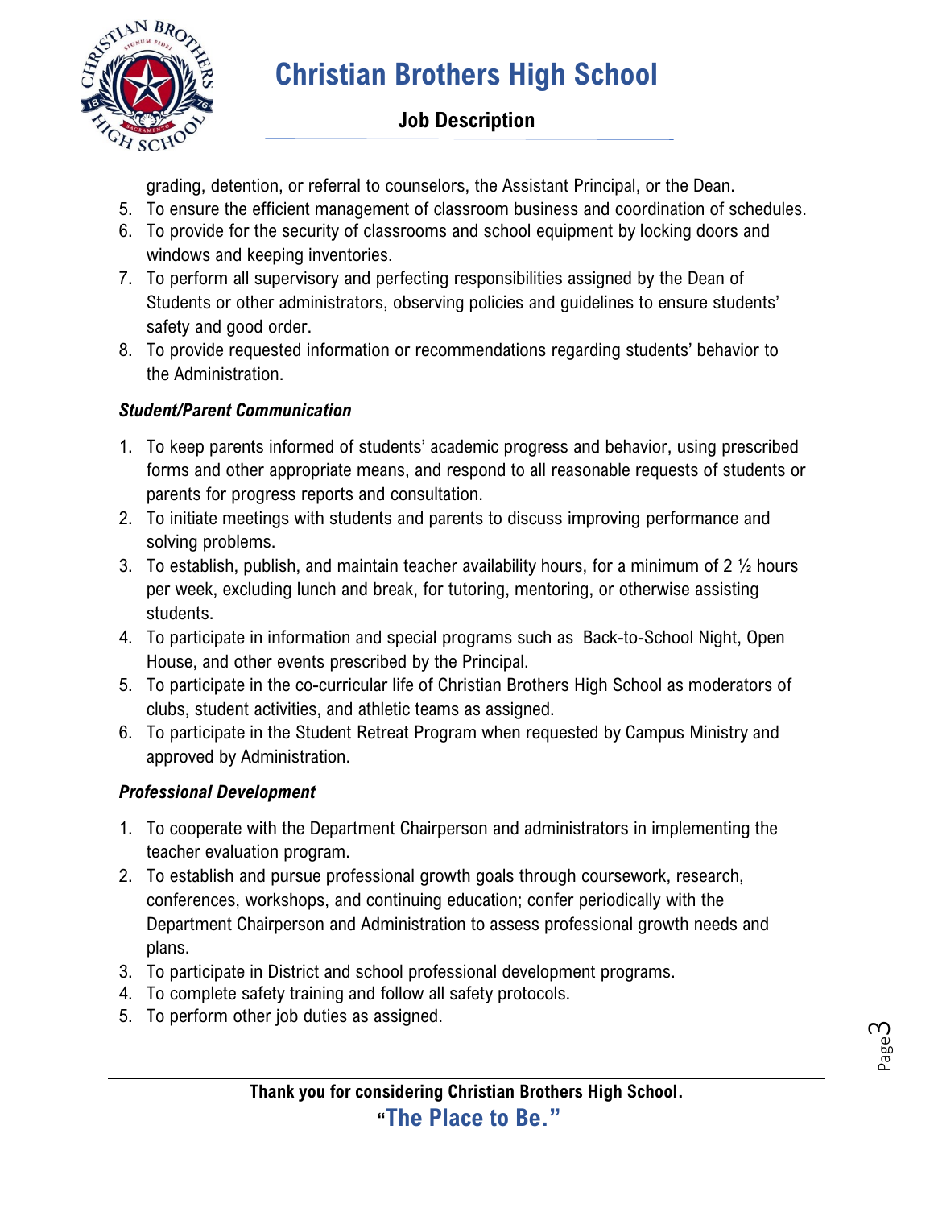grading, detention, or referral to counselors, the Assistant Principal, or the Dean.

5. To ensure the efficient management of classroom business and coordination of schedules.
6. To provide for the security of classrooms and school equipment by locking doors and windows and keeping inventories.
7. To perform all supervisory and perfecting responsibilities assigned by the Dean of Students or other administrators, observing policies and guidelines to ensure students' safety and good order.
8. To provide requested information or recommendations regarding students' behavior to the Administration.

***Student/Parent Communication***

1. To keep parents informed of students' academic progress and behavior, using prescribed forms and other appropriate means, and respond to all reasonable requests of students or parents for progress reports and consultation.
2. To initiate meetings with students and parents to discuss improving performance and solving problems.
3. To establish, publish, and maintain teacher availability hours, for a minimum of 2 ½ hours per week, excluding lunch and break, for tutoring, mentoring, or otherwise assisting students.
4. To participate in information and special programs such as Back-to-School Night, Open House, and other events prescribed by the Principal.
5. To participate in the co-curricular life of Christian Brothers High School as moderators of clubs, student activities, and athletic teams as assigned.
6. To participate in the Student Retreat Program when requested by Campus Ministry and approved by Administration.

***Professional Development***

1. To cooperate with the Department Chairperson and administrators in implementing the teacher evaluation program.
2. To establish and pursue professional growth goals through coursework, research, conferences, workshops, and continuing education; confer periodically with the Department Chairperson and Administration to assess professional growth needs and plans.
3. To participate in District and school professional development programs.
4. To complete safety training and follow all safety protocols.
5. To perform other job duties as assigned.

**Thank you for considering Christian Brothers High School.**

**"The Place to Be."**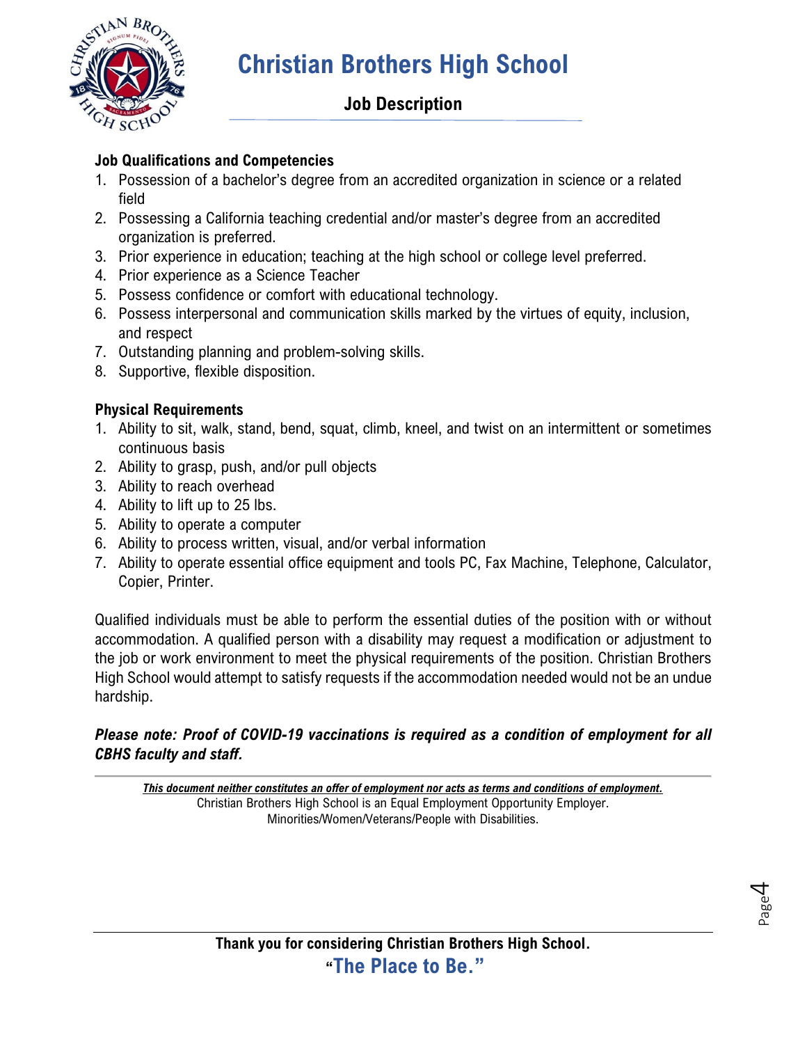## Job Qualifications and Competencies

1. Possession of a bachelor's degree from an accredited organization in science or a related field
2. Possessing a California teaching credential and/or master's degree from an accredited organization is preferred.
3. Prior experience in education; teaching at the high school or college level preferred.
4. Prior experience as a Science Teacher
5. Possess confidence or comfort with educational technology.
6. Possess interpersonal and communication skills marked by the virtues of equity, inclusion, and respect
7. Outstanding planning and problem-solving skills.
8. Supportive, flexible disposition.

## Physical Requirements

1. Ability to sit, walk, stand, bend, squat, climb, kneel, and twist on an intermittent or sometimes continuous basis
2. Ability to grasp, push, and/or pull objects
3. Ability to reach overhead
4. Ability to lift up to 25 lbs.
5. Ability to operate a computer
6. Ability to process written, visual, and/or verbal information
7. Ability to operate essential office equipment and tools PC, Fax Machine, Telephone, Calculator, Copier, Printer.

Qualified individuals must be able to perform the essential duties of the position with or without accommodation. A qualified person with a disability may request a modification or adjustment to the job or work environment to meet the physical requirements of the position. Christian Brothers High School would attempt to satisfy requests if the accommodation needed would not be an undue hardship.

***Please note: Proof of COVID-19 vaccinations is required as a condition of employment for all CBHS faculty and staff.***

---

***This document neither constitutes an offer of employment nor acts as terms and conditions of employment.***

Christian Brothers High School is an Equal Employment Opportunity Employer.
Minorities/Women/Veterans/People with Disabilities.